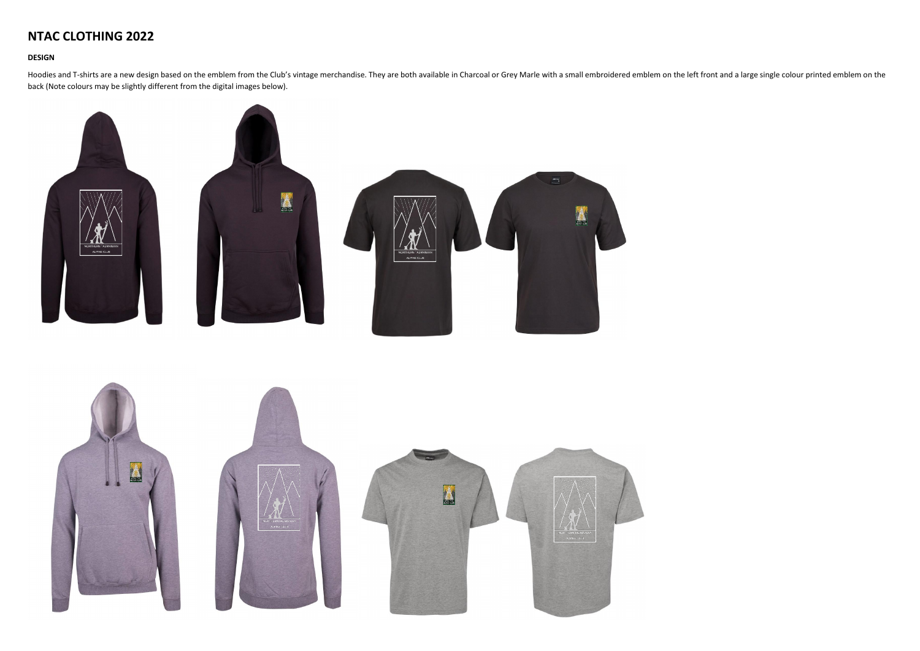# NTAC CLOTHING 2022

**DESIGN**

Hoodies and T-shirts are a new design based on the emblem from the Club's vintage merchandise. They are both available in Charcoal or Grey Marle with a small embroidered emblem on the left front and a large single colour printed emblem on the back (Note colours may be slightly different from the digital images below).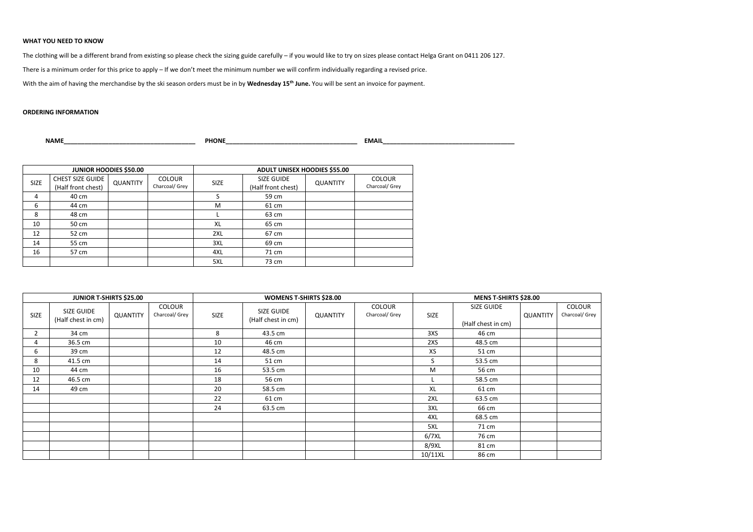**WHAT YOU NEED TO KNOW**

The clothing will be a different brand from existing so please check the sizing guide carefully – if you would like to try on sizes please contact Helga Grant on 0411 206 127.

There is a minimum order for this price to apply – If we don't meet the minimum number we will confirm individually regarding a revised price.

With the aim of having the merchandise by the ski season orders must be in by **Wednesday 15th June.** You will be sent an invoice for payment.

**ORDERING INFORMATION**

**NAME**\_\_\_\_\_\_\_\_\_\_\_\_\_\_\_\_\_\_\_\_\_\_\_\_\_\_\_\_\_\_\_\_\_\_\_\_ **PHONE**\_\_\_\_\_\_\_\_\_\_\_\_\_\_\_\_\_\_\_\_\_\_\_\_\_\_\_\_\_\_\_\_\_\_\_\_ **EMAIL**\_\_\_\_\_\_\_\_\_\_\_\_\_\_\_\_\_\_\_\_\_\_\_\_\_\_\_\_\_\_\_\_\_\_\_\_

| JUNIOR HOODIES $50.00 | | | | ADULT UNISEX HOODIES $55.00 | | | |
|---|---|---|---|---|---|---|---|
| SIZE | CHEST SIZE GUIDE (Half front chest) | QUANTITY | COLOUR Charcoal/ Grey | SIZE | SIZE GUIDE (Half front chest) | QUANTITY | COLOUR Charcoal/ Grey |
| 4 | 40 cm | | | S | 59 cm | | |
| 6 | 44 cm | | | M | 61 cm | | |
| 8 | 48 cm | | | L | 63 cm | | |
| 10 | 50 cm | | | XL | 65 cm | | |
| 12 | 52 cm | | | 2XL | 67 cm | | |
| 14 | 55 cm | | | 3XL | 69 cm | | |
| 16 | 57 cm | | | 4XL | 71 cm | | |
| | | | | 5XL | 73 cm | | |

| JUNIOR T-SHIRTS $25.00 | | | | WOMENS T-SHIRTS $28.00 | | | | MENS T-SHIRTS $28.00 | | | |
|---|---|---|---|---|---|---|---|---|---|---|---|
| SIZE | SIZE GUIDE (Half chest in cm) | QUANTITY | COLOUR Charcoal/ Grey | SIZE | SIZE GUIDE (Half chest in cm) | QUANTITY | COLOUR Charcoal/ Grey | SIZE | SIZE GUIDE (Half chest in cm) | QUANTITY | COLOUR Charcoal/ Grey |
| 2 | 34 cm | | | 8 | 43.5 cm | | | 3XS | 46 cm | | |
| 4 | 36.5 cm | | | 10 | 46 cm | | | 2XS | 48.5 cm | | |
| 6 | 39 cm | | | 12 | 48.5 cm | | | XS | 51 cm | | |
| 8 | 41.5 cm | | | 14 | 51 cm | | | S | 53.5 cm | | |
| 10 | 44 cm | | | 16 | 53.5 cm | | | M | 56 cm | | |
| 12 | 46.5 cm | | | 18 | 56 cm | | | L | 58.5 cm | | |
| 14 | 49 cm | | | 20 | 58.5 cm | | | XL | 61 cm | | |
| | | | | 22 | 61 cm | | | 2XL | 63.5 cm | | |
| | | | | 24 | 63.5 cm | | | 3XL | 66 cm | | |
| | | | | | | | | 4XL | 68.5 cm | | |
| | | | | | | | | 5XL | 71 cm | | |
| | | | | | | | | 6/7XL | 76 cm | | |
| | | | | | | | | 8/9XL | 81 cm | | |
| | | | | | | | | 10/11XL | 86 cm | | |